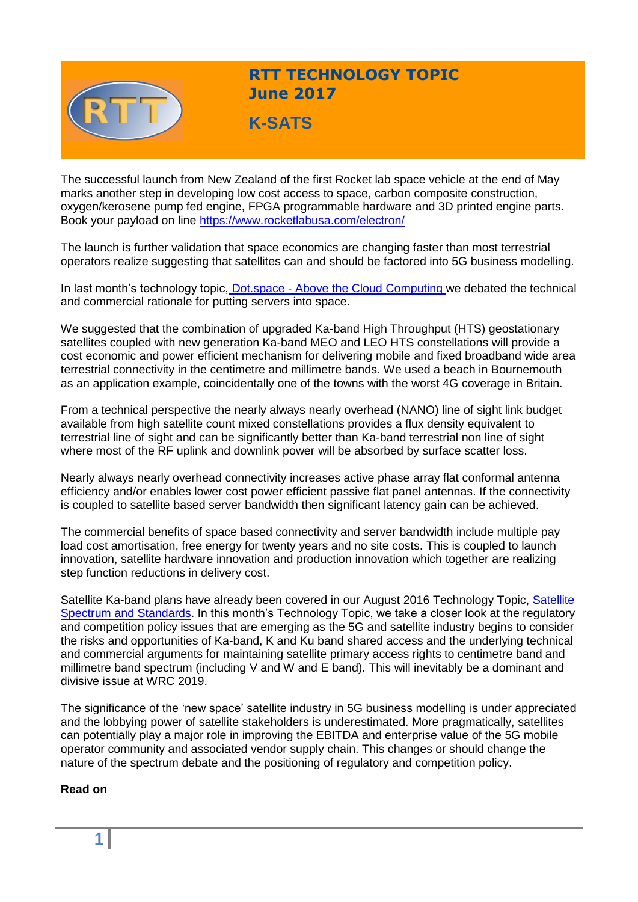# RTT TECHNOLOGY TOPIC
## June 2017
## K-SATS

The successful launch from New Zealand of the first Rocket lab space vehicle at the end of May marks another step in developing low cost access to space, carbon composite construction, oxygen/kerosene pump fed engine, FPGA programmable hardware and 3D printed engine parts. Book your payload on line https://www.rocketlabusa.com/electron/

The launch is further validation that space economics are changing faster than most terrestrial operators realize suggesting that satellites can and should be factored into 5G business modelling.

In last month's technology topic, Dot.space - Above the Cloud Computing we debated the technical and commercial rationale for putting servers into space.

We suggested that the combination of upgraded Ka-band High Throughput (HTS) geostationary satellites coupled with new generation Ka-band MEO and LEO HTS constellations will provide a cost economic and power efficient mechanism for delivering mobile and fixed broadband wide area terrestrial connectivity in the centimetre and millimetre bands. We used a beach in Bournemouth as an application example, coincidentally one of the towns with the worst 4G coverage in Britain.

From a technical perspective the nearly always nearly overhead (NANO) line of sight link budget available from high satellite count mixed constellations provides a flux density equivalent to terrestrial line of sight and can be significantly better than Ka-band terrestrial non line of sight where most of the RF uplink and downlink power will be absorbed by surface scatter loss.

Nearly always nearly overhead connectivity increases active phase array flat conformal antenna efficiency and/or enables lower cost power efficient passive flat panel antennas. If the connectivity is coupled to satellite based server bandwidth then significant latency gain can be achieved.

The commercial benefits of space based connectivity and server bandwidth include multiple pay load cost amortisation, free energy for twenty years and no site costs. This is coupled to launch innovation, satellite hardware innovation and production innovation which together are realizing step function reductions in delivery cost.

Satellite Ka-band plans have already been covered in our August 2016 Technology Topic, Satellite Spectrum and Standards. In this month's Technology Topic, we take a closer look at the regulatory and competition policy issues that are emerging as the 5G and satellite industry begins to consider the risks and opportunities of Ka-band, K and Ku band shared access and the underlying technical and commercial arguments for maintaining satellite primary access rights to centimetre band and millimetre band spectrum (including V and W and E band). This will inevitably be a dominant and divisive issue at WRC 2019.

The significance of the 'new space' satellite industry in 5G business modelling is under appreciated and the lobbying power of satellite stakeholders is underestimated. More pragmatically, satellites can potentially play a major role in improving the EBITDA and enterprise value of the 5G mobile operator community and associated vendor supply chain. This changes or should change the nature of the spectrum debate and the positioning of regulatory and competition policy.

**Read on**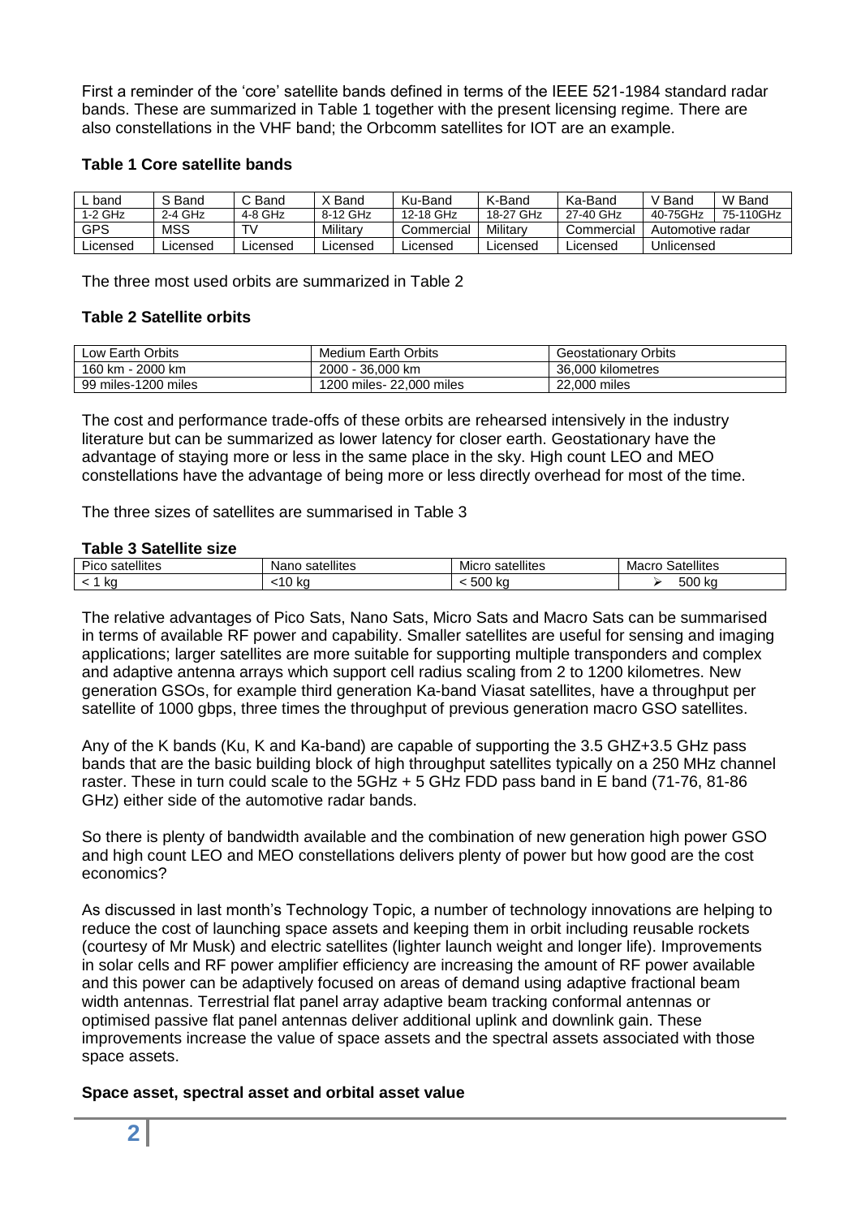First a reminder of the 'core' satellite bands defined in terms of the IEEE 521-1984 standard radar bands. These are summarized in Table 1 together with the present licensing regime. There are also constellations in the VHF band; the Orbcomm satellites for IOT are an example.

**Table 1 Core satellite bands**

| L band | S Band | C Band | X Band | Ku-Band | K-Band | Ka-Band | V Band | W Band |
|---|---|---|---|---|---|---|---|---|
| 1-2 GHz | 2-4 GHz | 4-8 GHz | 8-12 GHz | 12-18 GHz | 18-27 GHz | 27-40 GHz | 40-75GHz | 75-110GHz |
| GPS | MSS | TV | Military | Commercial | Military | Commercial | Automotive radar | |
| Licensed | Licensed | Licensed | Licensed | Licensed | Licensed | Licensed | Unlicensed | |

The three most used orbits are summarized in Table 2

**Table 2 Satellite orbits**

| Low Earth Orbits | Medium Earth Orbits | Geostationary Orbits |
|---|---|---|
| 160 km - 2000 km | 2000 - 36,000 km | 36,000 kilometres |
| 99 miles-1200 miles | 1200 miles- 22,000 miles | 22,000 miles |

The cost and performance trade-offs of these orbits are rehearsed intensively in the industry literature but can be summarized as lower latency for closer earth. Geostationary have the advantage of staying more or less in the same place in the sky. High count LEO and MEO constellations have the advantage of being more or less directly overhead for most of the time.

The three sizes of satellites are summarised in Table 3

**Table 3 Satellite size**

| Pico satellites | Nano satellites | Micro satellites | Macro Satellites |
|---|---|---|---|
| < 1 kg | <10 kg | < 500 kg | ➢ 500 kg |

The relative advantages of Pico Sats, Nano Sats, Micro Sats and Macro Sats can be summarised in terms of available RF power and capability. Smaller satellites are useful for sensing and imaging applications; larger satellites are more suitable for supporting multiple transponders and complex and adaptive antenna arrays which support cell radius scaling from 2 to 1200 kilometres. New generation GSOs, for example third generation Ka-band Viasat satellites, have a throughput per satellite of 1000 gbps, three times the throughput of previous generation macro GSO satellites.

Any of the K bands (Ku, K and Ka-band) are capable of supporting the 3.5 GHZ+3.5 GHz pass bands that are the basic building block of high throughput satellites typically on a 250 MHz channel raster. These in turn could scale to the 5GHz + 5 GHz FDD pass band in E band (71-76, 81-86 GHz) either side of the automotive radar bands.

So there is plenty of bandwidth available and the combination of new generation high power GSO and high count LEO and MEO constellations delivers plenty of power but how good are the cost economics?

As discussed in last month's Technology Topic, a number of technology innovations are helping to reduce the cost of launching space assets and keeping them in orbit including reusable rockets (courtesy of Mr Musk) and electric satellites (lighter launch weight and longer life). Improvements in solar cells and RF power amplifier efficiency are increasing the amount of RF power available and this power can be adaptively focused on areas of demand using adaptive fractional beam width antennas. Terrestrial flat panel array adaptive beam tracking conformal antennas or optimised passive flat panel antennas deliver additional uplink and downlink gain. These improvements increase the value of space assets and the spectral assets associated with those space assets.

**Space asset, spectral asset and orbital asset value**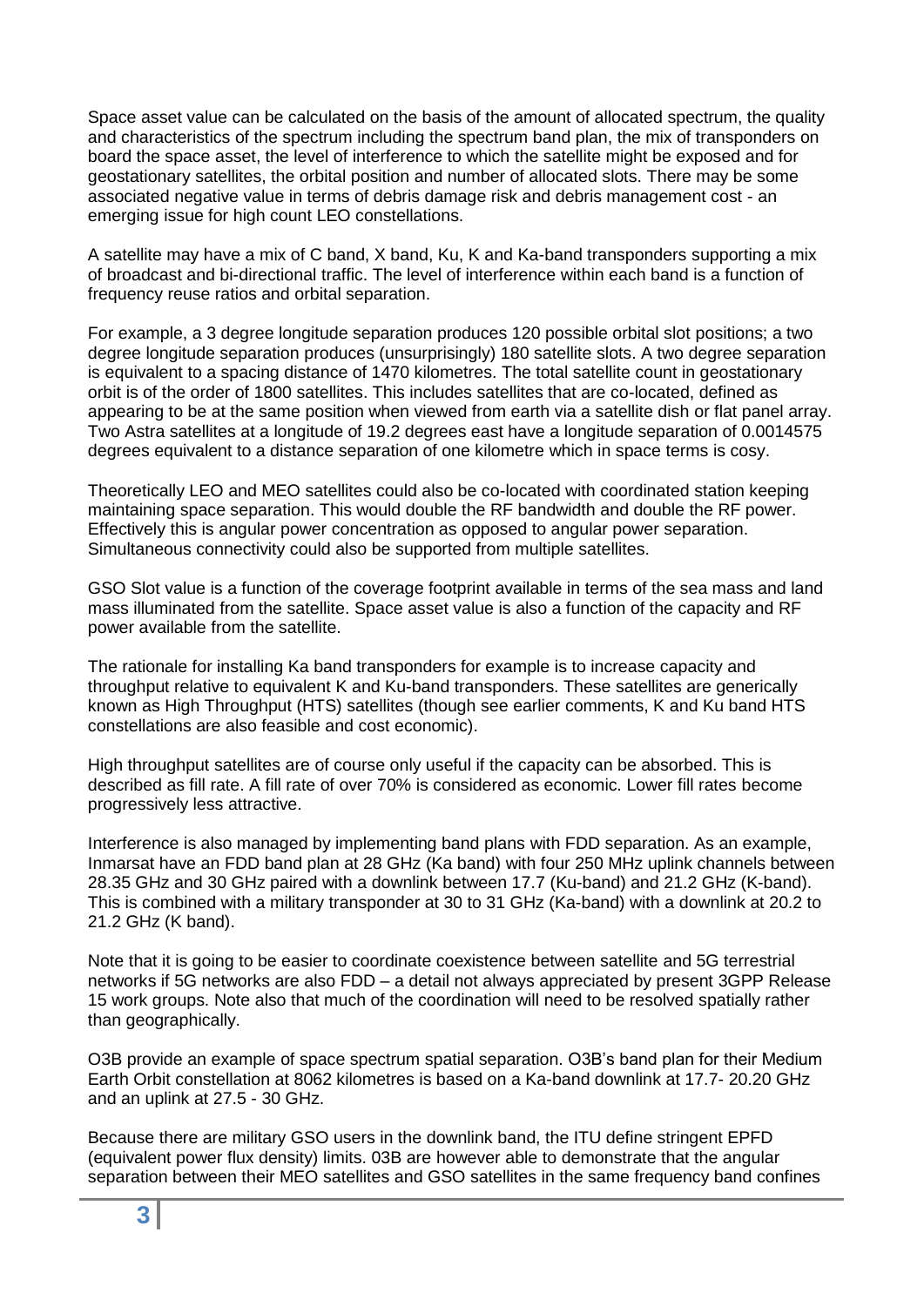Space asset value can be calculated on the basis of the amount of allocated spectrum, the quality and characteristics of the spectrum including the spectrum band plan, the mix of transponders on board the space asset, the level of interference to which the satellite might be exposed and for geostationary satellites, the orbital position and number of allocated slots. There may be some associated negative value in terms of debris damage risk and debris management cost - an emerging issue for high count LEO constellations.

A satellite may have a mix of C band, X band, Ku, K and Ka-band transponders supporting a mix of broadcast and bi-directional traffic. The level of interference within each band is a function of frequency reuse ratios and orbital separation.

For example, a 3 degree longitude separation produces 120 possible orbital slot positions; a two degree longitude separation produces (unsurprisingly) 180 satellite slots. A two degree separation is equivalent to a spacing distance of 1470 kilometres. The total satellite count in geostationary orbit is of the order of 1800 satellites. This includes satellites that are co-located, defined as appearing to be at the same position when viewed from earth via a satellite dish or flat panel array. Two Astra satellites at a longitude of 19.2 degrees east have a longitude separation of 0.0014575 degrees equivalent to a distance separation of one kilometre which in space terms is cosy.

Theoretically LEO and MEO satellites could also be co-located with coordinated station keeping maintaining space separation. This would double the RF bandwidth and double the RF power. Effectively this is angular power concentration as opposed to angular power separation. Simultaneous connectivity could also be supported from multiple satellites.

GSO Slot value is a function of the coverage footprint available in terms of the sea mass and land mass illuminated from the satellite. Space asset value is also a function of the capacity and RF power available from the satellite.

The rationale for installing Ka band transponders for example is to increase capacity and throughput relative to equivalent K and Ku-band transponders. These satellites are generically known as High Throughput (HTS) satellites (though see earlier comments, K and Ku band HTS constellations are also feasible and cost economic).

High throughput satellites are of course only useful if the capacity can be absorbed. This is described as fill rate. A fill rate of over 70% is considered as economic. Lower fill rates become progressively less attractive.

Interference is also managed by implementing band plans with FDD separation. As an example, Inmarsat have an FDD band plan at 28 GHz (Ka band) with four 250 MHz uplink channels between 28.35 GHz and 30 GHz paired with a downlink between 17.7 (Ku-band) and 21.2 GHz (K-band). This is combined with a military transponder at 30 to 31 GHz (Ka-band) with a downlink at 20.2 to 21.2 GHz (K band).

Note that it is going to be easier to coordinate coexistence between satellite and 5G terrestrial networks if 5G networks are also FDD – a detail not always appreciated by present 3GPP Release 15 work groups. Note also that much of the coordination will need to be resolved spatially rather than geographically.

O3B provide an example of space spectrum spatial separation. O3B's band plan for their Medium Earth Orbit constellation at 8062 kilometres is based on a Ka-band downlink at 17.7- 20.20 GHz and an uplink at 27.5 - 30 GHz.

Because there are military GSO users in the downlink band, the ITU define stringent EPFD (equivalent power flux density) limits. 03B are however able to demonstrate that the angular separation between their MEO satellites and GSO satellites in the same frequency band confines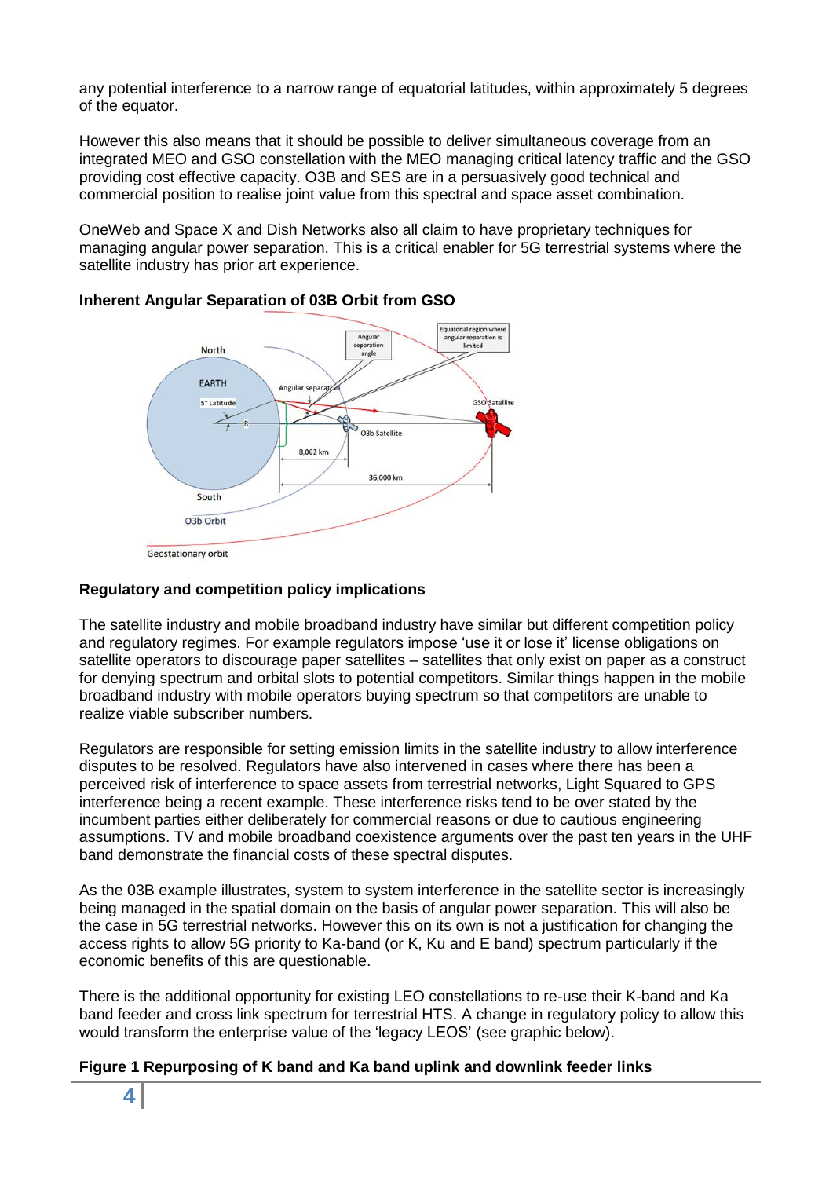any potential interference to a narrow range of equatorial latitudes, within approximately 5 degrees of the equator.

However this also means that it should be possible to deliver simultaneous coverage from an integrated MEO and GSO constellation with the MEO managing critical latency traffic and the GSO providing cost effective capacity. O3B and SES are in a persuasively good technical and commercial position to realise joint value from this spectral and space asset combination.

OneWeb and Space X and Dish Networks also all claim to have proprietary techniques for managing angular power separation. This is a critical enabler for 5G terrestrial systems where the satellite industry has prior art experience.

**Inherent Angular Separation of 03B Orbit from GSO**

**Regulatory and competition policy implications**

The satellite industry and mobile broadband industry have similar but different competition policy and regulatory regimes. For example regulators impose 'use it or lose it' license obligations on satellite operators to discourage paper satellites – satellites that only exist on paper as a construct for denying spectrum and orbital slots to potential competitors. Similar things happen in the mobile broadband industry with mobile operators buying spectrum so that competitors are unable to realize viable subscriber numbers.

Regulators are responsible for setting emission limits in the satellite industry to allow interference disputes to be resolved. Regulators have also intervened in cases where there has been a perceived risk of interference to space assets from terrestrial networks, Light Squared to GPS interference being a recent example. These interference risks tend to be over stated by the incumbent parties either deliberately for commercial reasons or due to cautious engineering assumptions. TV and mobile broadband coexistence arguments over the past ten years in the UHF band demonstrate the financial costs of these spectral disputes.

As the 03B example illustrates, system to system interference in the satellite sector is increasingly being managed in the spatial domain on the basis of angular power separation. This will also be the case in 5G terrestrial networks. However this on its own is not a justification for changing the access rights to allow 5G priority to Ka-band (or K, Ku and E band) spectrum particularly if the economic benefits of this are questionable.

There is the additional opportunity for existing LEO constellations to re-use their K-band and Ka band feeder and cross link spectrum for terrestrial HTS. A change in regulatory policy to allow this would transform the enterprise value of the 'legacy LEOS' (see graphic below).

**Figure 1 Repurposing of K band and Ka band uplink and downlink feeder links**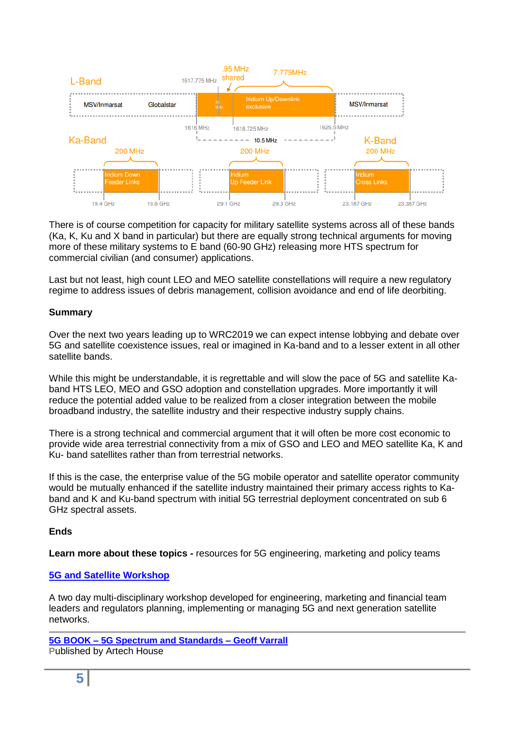There is of course competition for capacity for military satellite systems across all of these bands (Ka, K, Ku and X band in particular) but there are equally strong technical arguments for moving more of these military systems to E band (60-90 GHz) releasing more HTS spectrum for commercial civilian (and consumer) applications.

Last but not least, high count LEO and MEO satellite constellations will require a new regulatory regime to address issues of debris management, collision avoidance and end of life deorbiting.

**Summary**

Over the next two years leading up to WRC2019 we can expect intense lobbying and debate over 5G and satellite coexistence issues, real or imagined in Ka-band and to a lesser extent in all other satellite bands.

While this might be understandable, it is regrettable and will slow the pace of 5G and satellite Ka-band HTS LEO, MEO and GSO adoption and constellation upgrades. More importantly it will reduce the potential added value to be realized from a closer integration between the mobile broadband industry, the satellite industry and their respective industry supply chains.

There is a strong technical and commercial argument that it will often be more cost economic to provide wide area terrestrial connectivity from a mix of GSO and LEO and MEO satellite Ka, K and Ku- band satellites rather than from terrestrial networks.

If this is the case, the enterprise value of the 5G mobile operator and satellite operator community would be mutually enhanced if the satellite industry maintained their primary access rights to Ka-band and K and Ku-band spectrum with initial 5G terrestrial deployment concentrated on sub 6 GHz spectral assets.

**Ends**

**Learn more about these topics -** resources for 5G engineering, marketing and policy teams

**5G and Satellite Workshop**

A two day multi-disciplinary workshop developed for engineering, marketing and financial team leaders and regulators planning, implementing or managing 5G and next generation satellite networks.

**5G BOOK – 5G Spectrum and Standards – Geoff Varrall**
Published by Artech House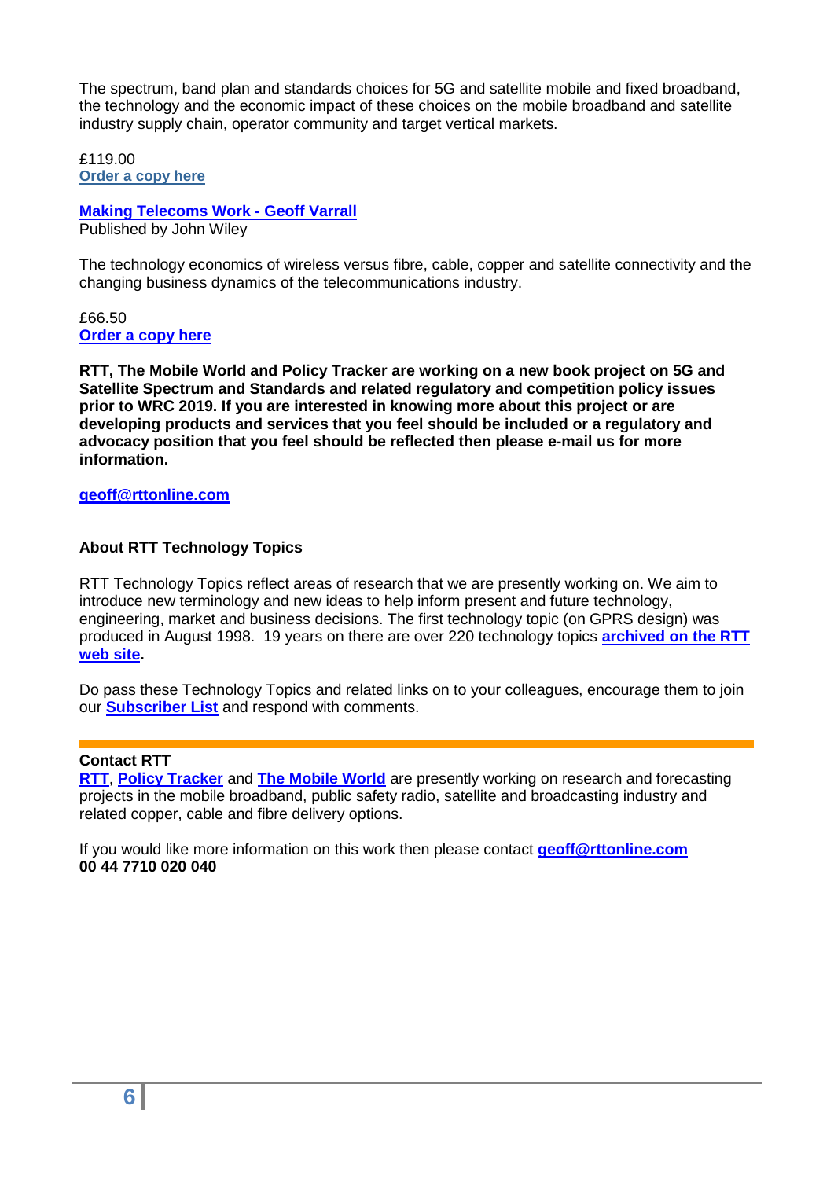The spectrum, band plan and standards choices for 5G and satellite mobile and fixed broadband, the technology and the economic impact of these choices on the mobile broadband and satellite industry supply chain, operator community and target vertical markets.

£119.00
**Order a copy here**

**Making Telecoms Work - Geoff Varrall**
Published by John Wiley

The technology economics of wireless versus fibre, cable, copper and satellite connectivity and the changing business dynamics of the telecommunications industry.

£66.50
**Order a copy here**

**RTT, The Mobile World and Policy Tracker are working on a new book project on 5G and Satellite Spectrum and Standards and related regulatory and competition policy issues prior to WRC 2019. If you are interested in knowing more about this project or are developing products and services that you feel should be included or a regulatory and advocacy position that you feel should be reflected then please e-mail us for more information.**

**geoff@rttonline.com**

### About RTT Technology Topics

RTT Technology Topics reflect areas of research that we are presently working on. We aim to introduce new terminology and new ideas to help inform present and future technology, engineering, market and business decisions. The first technology topic (on GPRS design) was produced in August 1998. 19 years on there are over 220 technology topics **archived on the RTT web site**.

Do pass these Technology Topics and related links on to your colleagues, encourage them to join our **Subscriber List** and respond with comments.

---

### Contact RTT

**RTT**, **Policy Tracker** and **The Mobile World** are presently working on research and forecasting projects in the mobile broadband, public safety radio, satellite and broadcasting industry and related copper, cable and fibre delivery options.

If you would like more information on this work then please contact **geoff@rttonline.com**
**00 44 7710 020 040**